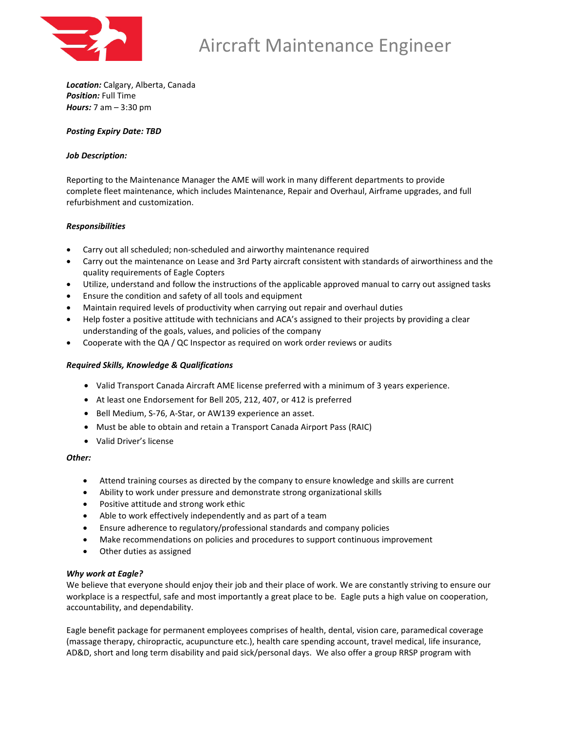# Aircraft Maintenance Engineer

***Location:*** Calgary, Alberta, Canada
***Position:*** Full Time
***Hours:*** 7 am – 3:30 pm

***Posting Expiry Date: TBD***

***Job Description:***

Reporting to the Maintenance Manager the AME will work in many different departments to provide complete fleet maintenance, which includes Maintenance, Repair and Overhaul, Airframe upgrades, and full refurbishment and customization.

***Responsibilities***

- Carry out all scheduled; non-scheduled and airworthy maintenance required
- Carry out the maintenance on Lease and 3rd Party aircraft consistent with standards of airworthiness and the quality requirements of Eagle Copters
- Utilize, understand and follow the instructions of the applicable approved manual to carry out assigned tasks
- Ensure the condition and safety of all tools and equipment
- Maintain required levels of productivity when carrying out repair and overhaul duties
- Help foster a positive attitude with technicians and ACA's assigned to their projects by providing a clear understanding of the goals, values, and policies of the company
- Cooperate with the QA / QC Inspector as required on work order reviews or audits

***Required Skills, Knowledge & Qualifications***

- Valid Transport Canada Aircraft AME license preferred with a minimum of 3 years experience.
- At least one Endorsement for Bell 205, 212, 407, or 412 is preferred
- Bell Medium, S-76, A-Star, or AW139 experience an asset.
- Must be able to obtain and retain a Transport Canada Airport Pass (RAIC)
- Valid Driver's license

***Other:***

- Attend training courses as directed by the company to ensure knowledge and skills are current
- Ability to work under pressure and demonstrate strong organizational skills
- Positive attitude and strong work ethic
- Able to work effectively independently and as part of a team
- Ensure adherence to regulatory/professional standards and company policies
- Make recommendations on policies and procedures to support continuous improvement
- Other duties as assigned

***Why work at Eagle?***

We believe that everyone should enjoy their job and their place of work. We are constantly striving to ensure our workplace is a respectful, safe and most importantly a great place to be. Eagle puts a high value on cooperation, accountability, and dependability.

Eagle benefit package for permanent employees comprises of health, dental, vision care, paramedical coverage (massage therapy, chiropractic, acupuncture etc.), health care spending account, travel medical, life insurance, AD&D, short and long term disability and paid sick/personal days. We also offer a group RRSP program with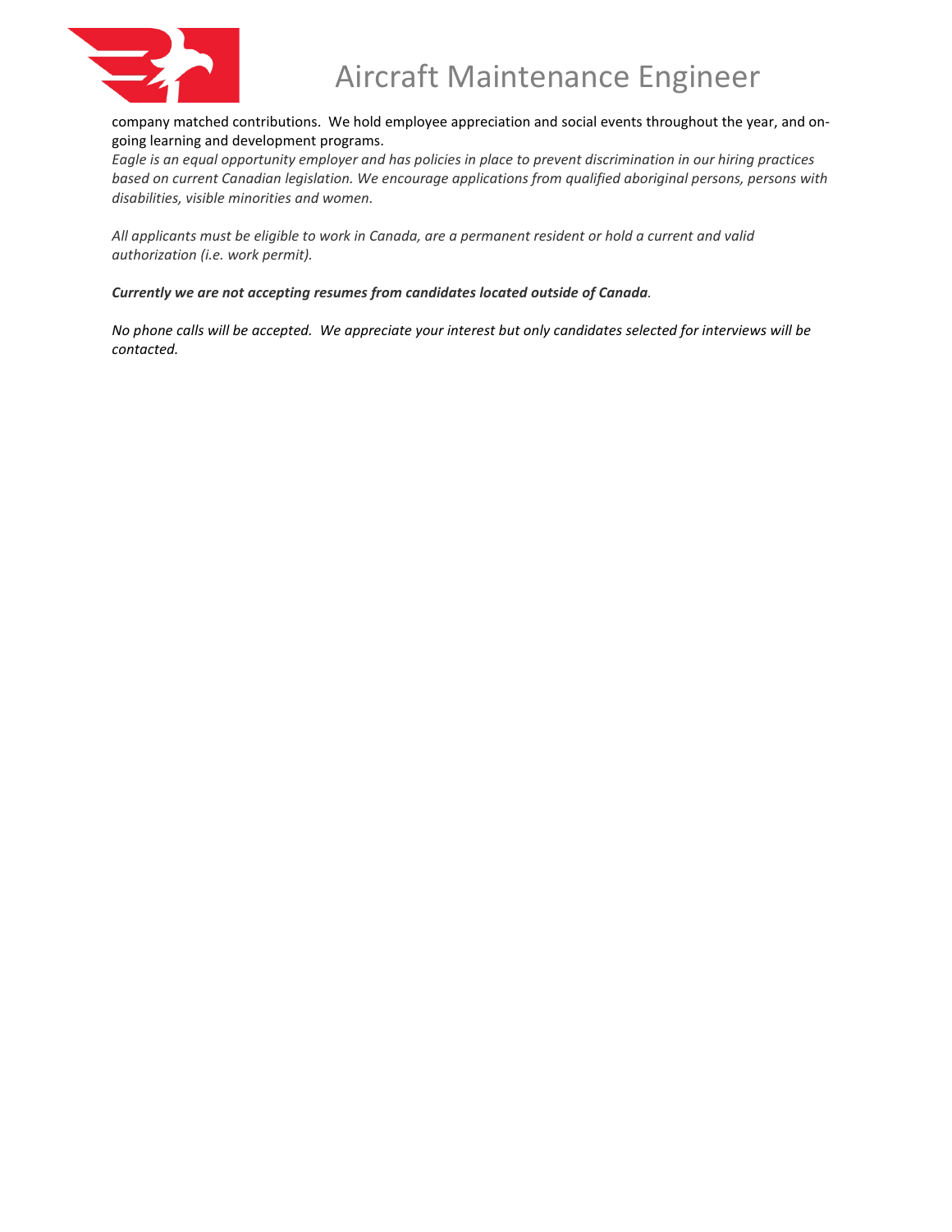company matched contributions.  We hold employee appreciation and social events throughout the year, and on-going learning and development programs.

*Eagle is an equal opportunity employer and has policies in place to prevent discrimination in our hiring practices based on current Canadian legislation. We encourage applications from qualified aboriginal persons, persons with disabilities, visible minorities and women.*

*All applicants must be eligible to work in Canada, are a permanent resident or hold a current and valid authorization (i.e. work permit).*

***Currently we are not accepting resumes from candidates located outside of Canada***.

*No phone calls will be accepted.  We appreciate your interest but only candidates selected for interviews will be contacted.*